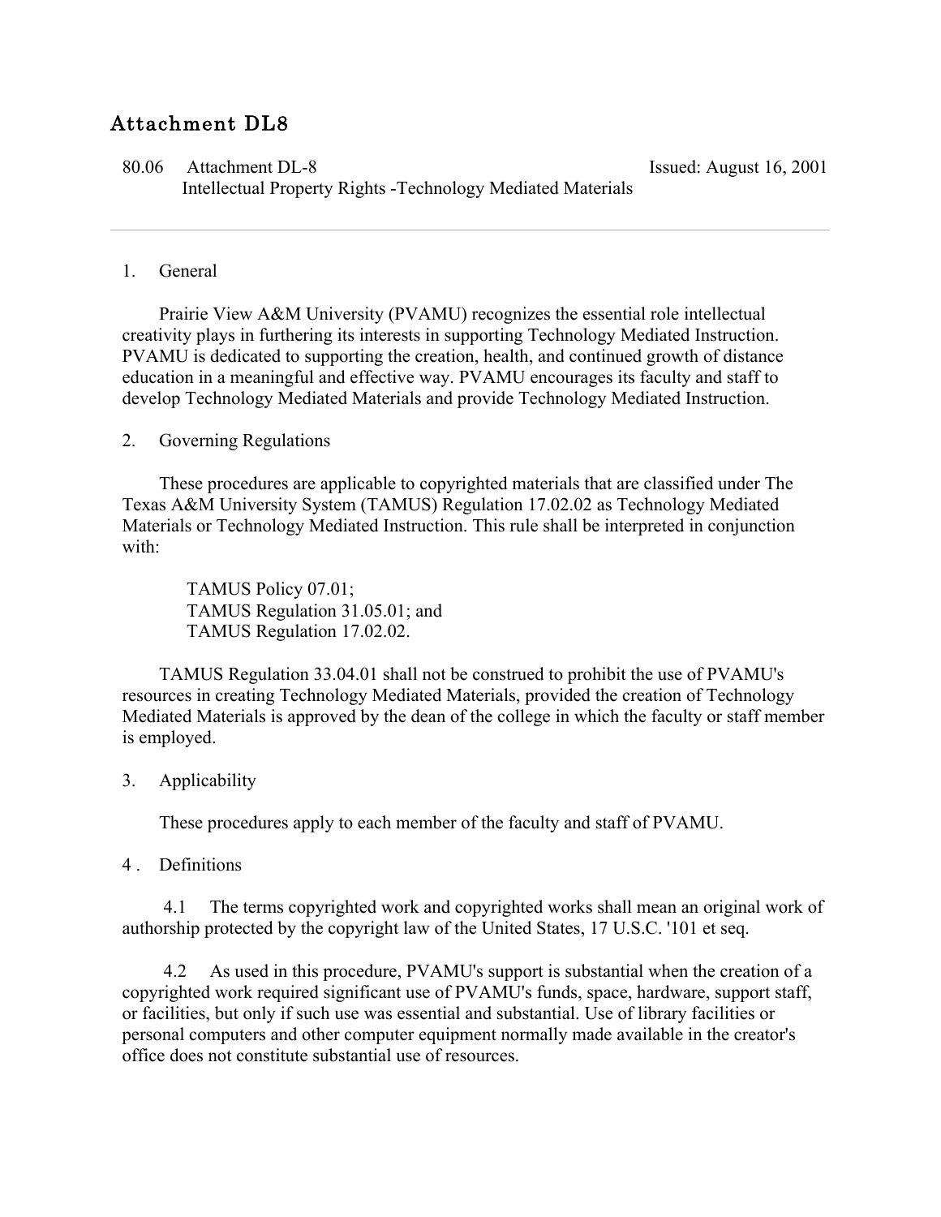# Attachment DL8

80.06 Attachment DL-8 Issued: August 16, 2001
Intellectual Property Rights -Technology Mediated Materials

---

1. General

Prairie View A&M University (PVAMU) recognizes the essential role intellectual creativity plays in furthering its interests in supporting Technology Mediated Instruction. PVAMU is dedicated to supporting the creation, health, and continued growth of distance education in a meaningful and effective way. PVAMU encourages its faculty and staff to develop Technology Mediated Materials and provide Technology Mediated Instruction.

2. Governing Regulations

These procedures are applicable to copyrighted materials that are classified under The Texas A&M University System (TAMUS) Regulation 17.02.02 as Technology Mediated Materials or Technology Mediated Instruction. This rule shall be interpreted in conjunction with:

TAMUS Policy 07.01;
TAMUS Regulation 31.05.01; and
TAMUS Regulation 17.02.02.

TAMUS Regulation 33.04.01 shall not be construed to prohibit the use of PVAMU's resources in creating Technology Mediated Materials, provided the creation of Technology Mediated Materials is approved by the dean of the college in which the faculty or staff member is employed.

3. Applicability

These procedures apply to each member of the faculty and staff of PVAMU.

4 . Definitions

4.1 The terms copyrighted work and copyrighted works shall mean an original work of authorship protected by the copyright law of the United States, 17 U.S.C. '101 et seq.

4.2 As used in this procedure, PVAMU's support is substantial when the creation of a copyrighted work required significant use of PVAMU's funds, space, hardware, support staff, or facilities, but only if such use was essential and substantial. Use of library facilities or personal computers and other computer equipment normally made available in the creator's office does not constitute substantial use of resources.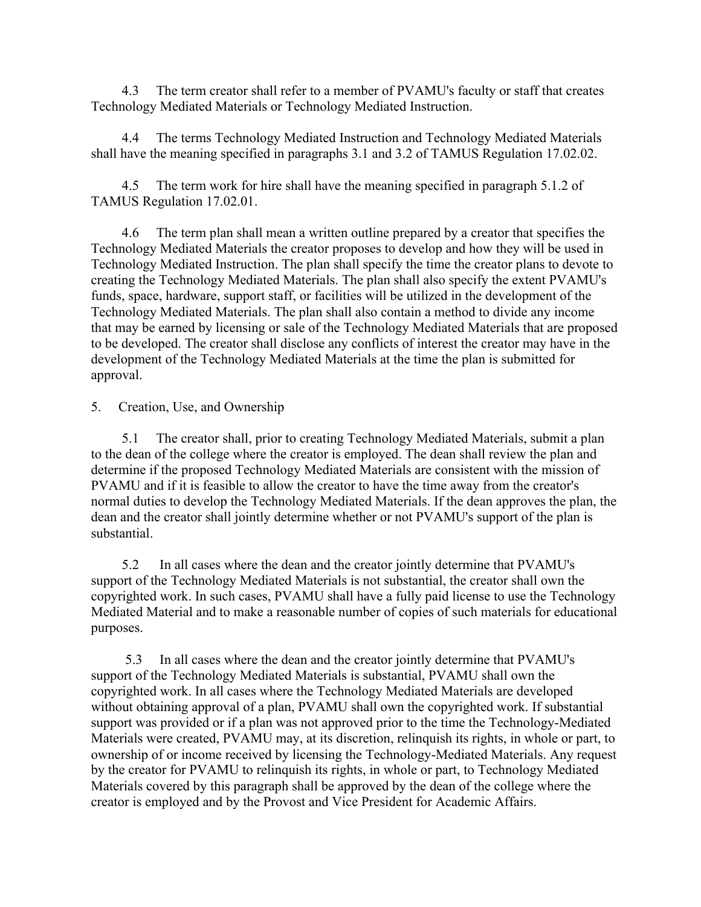4.3 The term creator shall refer to a member of PVAMU's faculty or staff that creates Technology Mediated Materials or Technology Mediated Instruction.

4.4 The terms Technology Mediated Instruction and Technology Mediated Materials shall have the meaning specified in paragraphs 3.1 and 3.2 of TAMUS Regulation 17.02.02.

4.5 The term work for hire shall have the meaning specified in paragraph 5.1.2 of TAMUS Regulation 17.02.01.

4.6 The term plan shall mean a written outline prepared by a creator that specifies the Technology Mediated Materials the creator proposes to develop and how they will be used in Technology Mediated Instruction. The plan shall specify the time the creator plans to devote to creating the Technology Mediated Materials. The plan shall also specify the extent PVAMU's funds, space, hardware, support staff, or facilities will be utilized in the development of the Technology Mediated Materials. The plan shall also contain a method to divide any income that may be earned by licensing or sale of the Technology Mediated Materials that are proposed to be developed. The creator shall disclose any conflicts of interest the creator may have in the development of the Technology Mediated Materials at the time the plan is submitted for approval.

5. Creation, Use, and Ownership

5.1 The creator shall, prior to creating Technology Mediated Materials, submit a plan to the dean of the college where the creator is employed. The dean shall review the plan and determine if the proposed Technology Mediated Materials are consistent with the mission of PVAMU and if it is feasible to allow the creator to have the time away from the creator's normal duties to develop the Technology Mediated Materials. If the dean approves the plan, the dean and the creator shall jointly determine whether or not PVAMU's support of the plan is substantial.

5.2 In all cases where the dean and the creator jointly determine that PVAMU's support of the Technology Mediated Materials is not substantial, the creator shall own the copyrighted work. In such cases, PVAMU shall have a fully paid license to use the Technology Mediated Material and to make a reasonable number of copies of such materials for educational purposes.

5.3 In all cases where the dean and the creator jointly determine that PVAMU's support of the Technology Mediated Materials is substantial, PVAMU shall own the copyrighted work. In all cases where the Technology Mediated Materials are developed without obtaining approval of a plan, PVAMU shall own the copyrighted work. If substantial support was provided or if a plan was not approved prior to the time the Technology-Mediated Materials were created, PVAMU may, at its discretion, relinquish its rights, in whole or part, to ownership of or income received by licensing the Technology-Mediated Materials. Any request by the creator for PVAMU to relinquish its rights, in whole or part, to Technology Mediated Materials covered by this paragraph shall be approved by the dean of the college where the creator is employed and by the Provost and Vice President for Academic Affairs.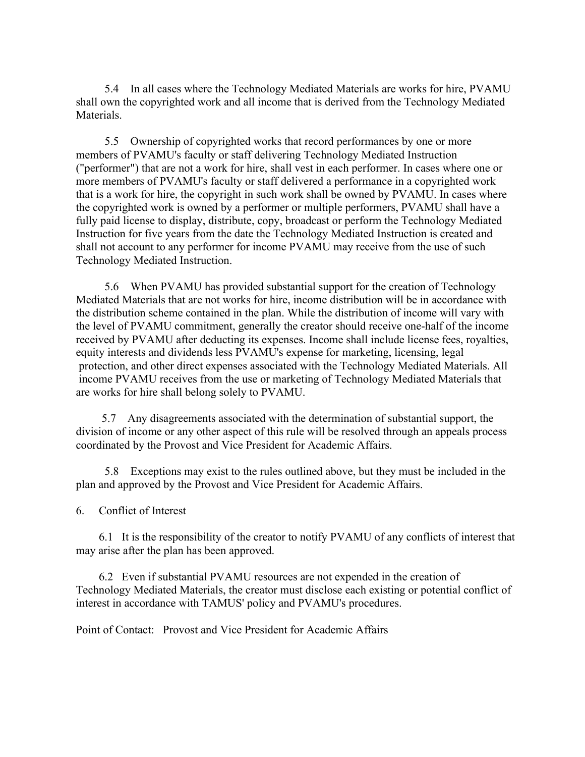5.4 In all cases where the Technology Mediated Materials are works for hire, PVAMU shall own the copyrighted work and all income that is derived from the Technology Mediated Materials.

5.5 Ownership of copyrighted works that record performances by one or more members of PVAMU's faculty or staff delivering Technology Mediated Instruction ("performer") that are not a work for hire, shall vest in each performer. In cases where one or more members of PVAMU's faculty or staff delivered a performance in a copyrighted work that is a work for hire, the copyright in such work shall be owned by PVAMU. In cases where the copyrighted work is owned by a performer or multiple performers, PVAMU shall have a fully paid license to display, distribute, copy, broadcast or perform the Technology Mediated Instruction for five years from the date the Technology Mediated Instruction is created and shall not account to any performer for income PVAMU may receive from the use of such Technology Mediated Instruction.

5.6 When PVAMU has provided substantial support for the creation of Technology Mediated Materials that are not works for hire, income distribution will be in accordance with the distribution scheme contained in the plan. While the distribution of income will vary with the level of PVAMU commitment, generally the creator should receive one-half of the income received by PVAMU after deducting its expenses. Income shall include license fees, royalties, equity interests and dividends less PVAMU's expense for marketing, licensing, legal protection, and other direct expenses associated with the Technology Mediated Materials. All income PVAMU receives from the use or marketing of Technology Mediated Materials that are works for hire shall belong solely to PVAMU.

5.7 Any disagreements associated with the determination of substantial support, the division of income or any other aspect of this rule will be resolved through an appeals process coordinated by the Provost and Vice President for Academic Affairs.

5.8 Exceptions may exist to the rules outlined above, but they must be included in the plan and approved by the Provost and Vice President for Academic Affairs.

6. Conflict of Interest

6.1 It is the responsibility of the creator to notify PVAMU of any conflicts of interest that may arise after the plan has been approved.

6.2 Even if substantial PVAMU resources are not expended in the creation of Technology Mediated Materials, the creator must disclose each existing or potential conflict of interest in accordance with TAMUS' policy and PVAMU's procedures.

Point of Contact: Provost and Vice President for Academic Affairs